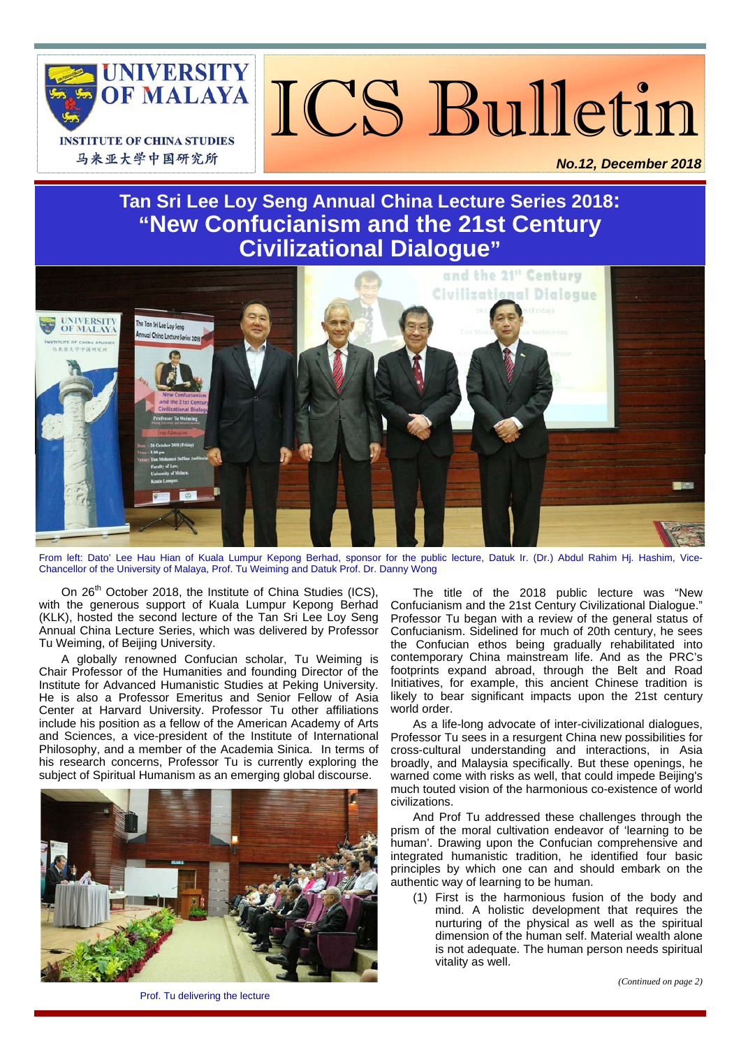UNIVERSITY OF MALAYA

INSTITUTE OF CHINA STUDIES

马来亚大学中国研究所

# ICS Bulletin

***No.12, December 2018***

## Tan Sri Lee Loy Seng Annual China Lecture Series 2018: "New Confucianism and the 21st Century Civilizational Dialogue"

From left: Dato' Lee Hau Hian of Kuala Lumpur Kepong Berhad, sponsor for the public lecture, Datuk Ir. (Dr.) Abdul Rahim Hj. Hashim, Vice-Chancellor of the University of Malaya, Prof. Tu Weiming and Datuk Prof. Dr. Danny Wong

On 26th October 2018, the Institute of China Studies (ICS), with the generous support of Kuala Lumpur Kepong Berhad (KLK), hosted the second lecture of the Tan Sri Lee Loy Seng Annual China Lecture Series, which was delivered by Professor Tu Weiming, of Beijing University.

A globally renowned Confucian scholar, Tu Weiming is Chair Professor of the Humanities and founding Director of the Institute for Advanced Humanistic Studies at Peking University. He is also a Professor Emeritus and Senior Fellow of Asia Center at Harvard University. Professor Tu other affiliations include his position as a fellow of the American Academy of Arts and Sciences, a vice-president of the Institute of International Philosophy, and a member of the Academia Sinica. In terms of his research concerns, Professor Tu is currently exploring the subject of Spiritual Humanism as an emerging global discourse.

Prof. Tu delivering the lecture

The title of the 2018 public lecture was "New Confucianism and the 21st Century Civilizational Dialogue." Professor Tu began with a review of the general status of Confucianism. Sidelined for much of 20th century, he sees the Confucian ethos being gradually rehabilitated into contemporary China mainstream life. And as the PRC's footprints expand abroad, through the Belt and Road Initiatives, for example, this ancient Chinese tradition is likely to bear significant impacts upon the 21st century world order.

As a life-long advocate of inter-civilizational dialogues, Professor Tu sees in a resurgent China new possibilities for cross-cultural understanding and interactions, in Asia broadly, and Malaysia specifically. But these openings, he warned come with risks as well, that could impede Beijing's much touted vision of the harmonious co-existence of world civilizations.

And Prof Tu addressed these challenges through the prism of the moral cultivation endeavor of 'learning to be human'. Drawing upon the Confucian comprehensive and integrated humanistic tradition, he identified four basic principles by which one can and should embark on the authentic way of learning to be human.

(1) First is the harmonious fusion of the body and mind. A holistic development that requires the nurturing of the physical as well as the spiritual dimension of the human self. Material wealth alone is not adequate. The human person needs spiritual vitality as well.

*(Continued on page 2)*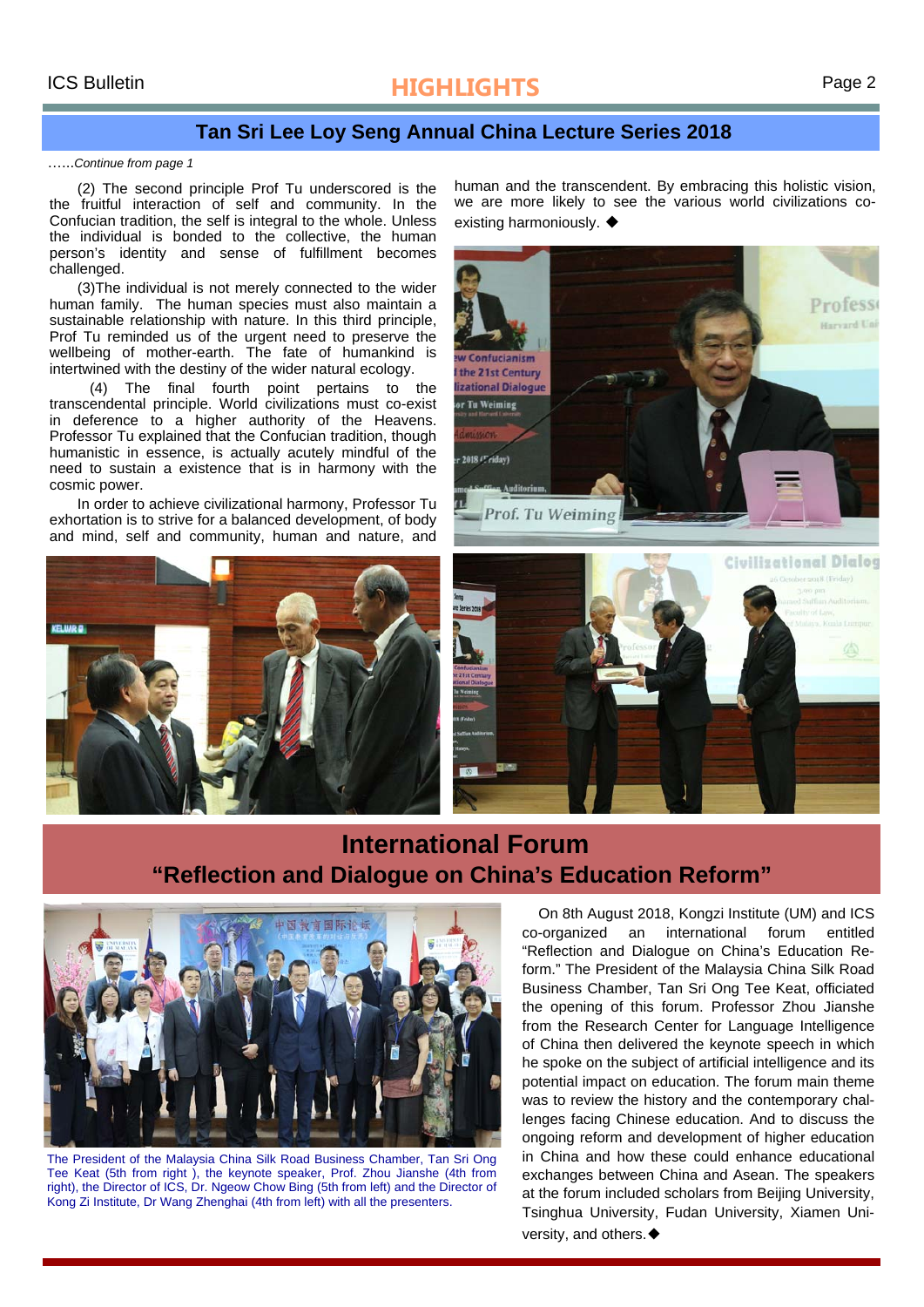## Tan Sri Lee Loy Seng Annual China Lecture Series 2018

*……Continue from page 1*

(2) The second principle Prof Tu underscored is the the fruitful interaction of self and community. In the Confucian tradition, the self is integral to the whole. Unless the individual is bonded to the collective, the human person's identity and sense of fulfillment becomes challenged.

(3)The individual is not merely connected to the wider human family. The human species must also maintain a sustainable relationship with nature. In this third principle, Prof Tu reminded us of the urgent need to preserve the wellbeing of mother-earth. The fate of humankind is intertwined with the destiny of the wider natural ecology.

(4) The final fourth point pertains to the transcendental principle. World civilizations must co-exist in deference to a higher authority of the Heavens. Professor Tu explained that the Confucian tradition, though humanistic in essence, is actually acutely mindful of the need to sustain a existence that is in harmony with the cosmic power.

In order to achieve civilizational harmony, Professor Tu exhortation is to strive for a balanced development, of body and mind, self and community, human and nature, and human and the transcendent. By embracing this holistic vision, we are more likely to see the various world civilizations co-existing harmoniously. ◆

## International Forum
## "Reflection and Dialogue on China's Education Reform"

The President of the Malaysia China Silk Road Business Chamber, Tan Sri Ong Tee Keat (5th from right ), the keynote speaker, Prof. Zhou Jianshe (4th from right), the Director of ICS, Dr. Ngeow Chow Bing (5th from left) and the Director of Kong Zi Institute, Dr Wang Zhenghai (4th from left) with all the presenters.

On 8th August 2018, Kongzi Institute (UM) and ICS co-organized an international forum entitled "Reflection and Dialogue on China's Education Reform." The President of the Malaysia China Silk Road Business Chamber, Tan Sri Ong Tee Keat, officiated the opening of this forum. Professor Zhou Jianshe from the Research Center for Language Intelligence of China then delivered the keynote speech in which he spoke on the subject of artificial intelligence and its potential impact on education. The forum main theme was to review the history and the contemporary challenges facing Chinese education. And to discuss the ongoing reform and development of higher education in China and how these could enhance educational exchanges between China and Asean. The speakers at the forum included scholars from Beijing University, Tsinghua University, Fudan University, Xiamen University, and others.◆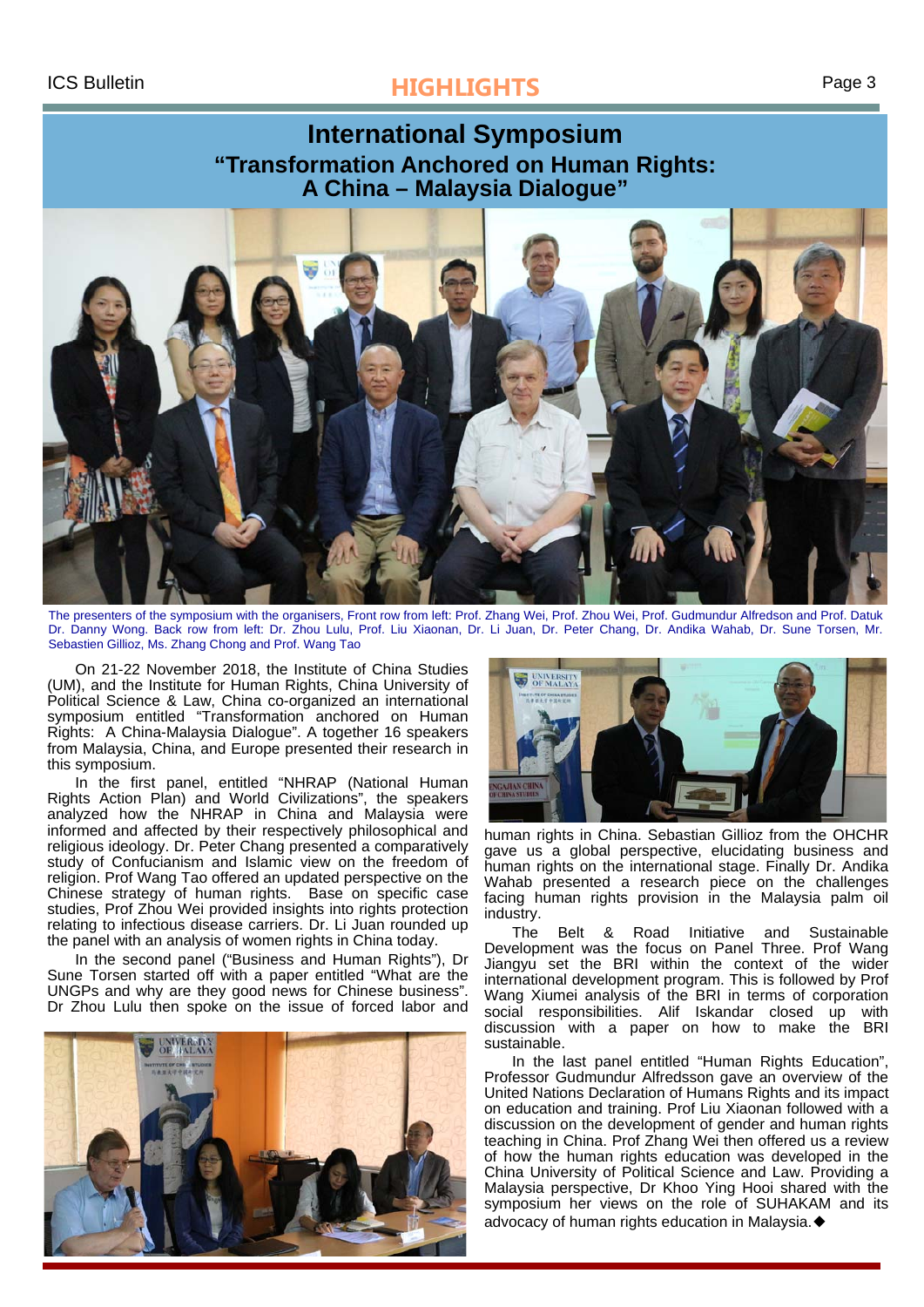# International Symposium

## "Transformation Anchored on Human Rights: A China – Malaysia Dialogue"

The presenters of the symposium with the organisers, Front row from left: Prof. Zhang Wei, Prof. Zhou Wei, Prof. Gudmundur Alfredson and Prof. Datuk Dr. Danny Wong. Back row from left: Dr. Zhou Lulu, Prof. Liu Xiaonan, Dr. Li Juan, Dr. Peter Chang, Dr. Andika Wahab, Dr. Sune Torsen, Mr. Sebastien Gillioz, Ms. Zhang Chong and Prof. Wang Tao

On 21-22 November 2018, the Institute of China Studies (UM), and the Institute for Human Rights, China University of Political Science & Law, China co-organized an international symposium entitled "Transformation anchored on Human Rights: A China-Malaysia Dialogue". A together 16 speakers from Malaysia, China, and Europe presented their research in this symposium.

In the first panel, entitled "NHRAP (National Human Rights Action Plan) and World Civilizations", the speakers analyzed how the NHRAP in China and Malaysia were informed and affected by their respectively philosophical and religious ideology. Dr. Peter Chang presented a comparatively study of Confucianism and Islamic view on the freedom of religion. Prof Wang Tao offered an updated perspective on the Chinese strategy of human rights. Base on specific case studies, Prof Zhou Wei provided insights into rights protection relating to infectious disease carriers. Dr. Li Juan rounded up the panel with an analysis of women rights in China today.

In the second panel ("Business and Human Rights"), Dr Sune Torsen started off with a paper entitled "What are the UNGPs and why are they good news for Chinese business". Dr Zhou Lulu then spoke on the issue of forced labor and human rights in China. Sebastian Gillioz from the OHCHR gave us a global perspective, elucidating business and human rights on the international stage. Finally Dr. Andika Wahab presented a research piece on the challenges facing human rights provision in the Malaysia palm oil industry.

The Belt & Road Initiative and Sustainable Development was the focus on Panel Three. Prof Wang Jiangyu set the BRI within the context of the wider international development program. This is followed by Prof Wang Xiumei analysis of the BRI in terms of corporation social responsibilities. Alif Iskandar closed up with discussion with a paper on how to make the BRI sustainable.

In the last panel entitled "Human Rights Education", Professor Gudmundur Alfredsson gave an overview of the United Nations Declaration of Humans Rights and its impact on education and training. Prof Liu Xiaonan followed with a discussion on the development of gender and human rights teaching in China. Prof Zhang Wei then offered us a review of how the human rights education was developed in the China University of Political Science and Law. Providing a Malaysia perspective, Dr Khoo Ying Hooi shared with the symposium her views on the role of SUHAKAM and its advocacy of human rights education in Malaysia.◆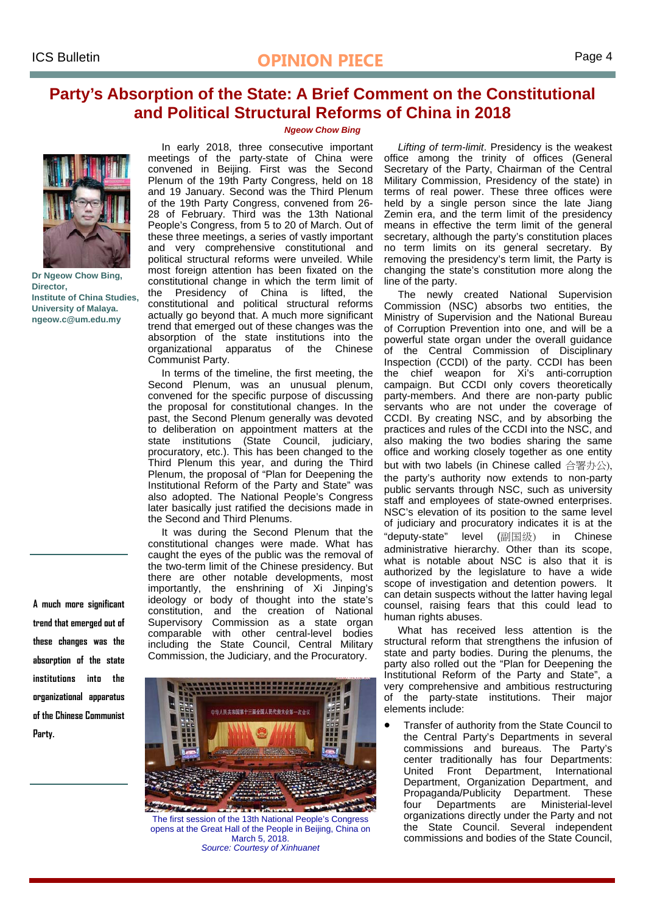# Party's Absorption of the State: A Brief Comment on the Constitutional and Political Structural Reforms of China in 2018

***Ngeow Chow Bing***

**Dr Ngeow Chow Bing, Director, Institute of China Studies, University of Malaya. ngeow.c@um.edu.my**

In early 2018, three consecutive important meetings of the party-state of China were convened in Beijing. First was the Second Plenum of the 19th Party Congress, held on 18 and 19 January. Second was the Third Plenum of the 19th Party Congress, convened from 26-28 of February. Third was the 13th National People's Congress, from 5 to 20 of March. Out of these three meetings, a series of vastly important and very comprehensive constitutional and political structural reforms were unveiled. While most foreign attention has been fixated on the constitutional change in which the term limit of the Presidency of China is lifted, the constitutional and political structural reforms actually go beyond that. A much more significant trend that emerged out of these changes was the absorption of the state institutions into the organizational apparatus of the Chinese Communist Party.

In terms of the timeline, the first meeting, the Second Plenum, was an unusual plenum, convened for the specific purpose of discussing the proposal for constitutional changes. In the past, the Second Plenum generally was devoted to deliberation on appointment matters at the state institutions (State Council, judiciary, procuratory, etc.). This has been changed to the Third Plenum this year, and during the Third Plenum, the proposal of "Plan for Deepening the Institutional Reform of the Party and State" was also adopted. The National People's Congress later basically just ratified the decisions made in the Second and Third Plenums.

It was during the Second Plenum that the constitutional changes were made. What has caught the eyes of the public was the removal of the two-term limit of the Chinese presidency. But there are other notable developments, most importantly, the enshrining of Xi Jinping's ideology or body of thought into the state's constitution, and the creation of National Supervisory Commission as a state organ comparable with other central-level bodies including the State Council, Central Military Commission, the Judiciary, and the Procuratory.

> A much more significant trend that emerged out of these changes was the absorption of the state institutions into the organizational apparatus of the Chinese Communist Party.

The first session of the 13th National People's Congress opens at the Great Hall of the People in Beijing, China on March 5, 2018.
*Source: Courtesy of Xinhuanet*

*Lifting of term-limit*. Presidency is the weakest office among the trinity of offices (General Secretary of the Party, Chairman of the Central Military Commission, Presidency of the state) in terms of real power. These three offices were held by a single person since the late Jiang Zemin era, and the term limit of the presidency means in effective the term limit of the general secretary, although the party's constitution places no term limits on its general secretary. By removing the presidency's term limit, the Party is changing the state's constitution more along the line of the party.

The newly created National Supervision Commission (NSC) absorbs two entities, the Ministry of Supervision and the National Bureau of Corruption Prevention into one, and will be a powerful state organ under the overall guidance of the Central Commission of Disciplinary Inspection (CCDI) of the party. CCDI has been the chief weapon for Xi's anti-corruption campaign. But CCDI only covers theoretically party-members. And there are non-party public servants who are not under the coverage of CCDI. By creating NSC, and by absorbing the practices and rules of the CCDI into the NSC, and also making the two bodies sharing the same office and working closely together as one entity but with two labels (in Chinese called 合署办公), the party's authority now extends to non-party public servants through NSC, such as university staff and employees of state-owned enterprises. NSC's elevation of its position to the same level of judiciary and procuratory indicates it is at the "deputy-state" level (副国级) in Chinese administrative hierarchy. Other than its scope, what is notable about NSC is also that it is authorized by the legislature to have a wide scope of investigation and detention powers. It can detain suspects without the latter having legal counsel, raising fears that this could lead to human rights abuses.

What has received less attention is the structural reform that strengthens the infusion of state and party bodies. During the plenums, the party also rolled out the "Plan for Deepening the Institutional Reform of the Party and State", a very comprehensive and ambitious restructuring of the party-state institutions. Their major elements include:

- Transfer of authority from the State Council to the Central Party's Departments in several commissions and bureaus. The Party's center traditionally has four Departments: United Front Department, International Department, Organization Department, and Propaganda/Publicity Department. These four Departments are Ministerial-level organizations directly under the Party and not the State Council. Several independent commissions and bodies of the State Council,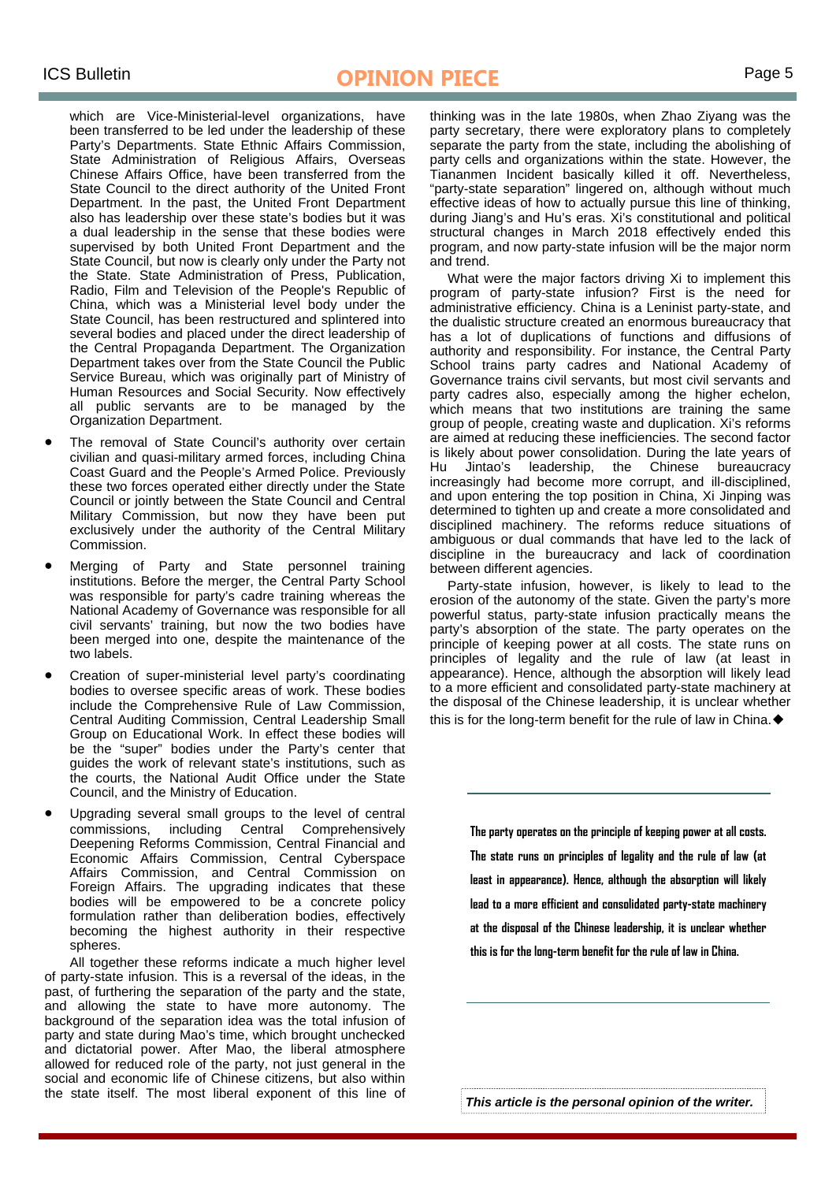which are Vice-Ministerial-level organizations, have been transferred to be led under the leadership of these Party's Departments. State Ethnic Affairs Commission, State Administration of Religious Affairs, Overseas Chinese Affairs Office, have been transferred from the State Council to the direct authority of the United Front Department. In the past, the United Front Department also has leadership over these state's bodies but it was a dual leadership in the sense that these bodies were supervised by both United Front Department and the State Council, but now is clearly only under the Party not the State. State Administration of Press, Publication, Radio, Film and Television of the People's Republic of China, which was a Ministerial level body under the State Council, has been restructured and splintered into several bodies and placed under the direct leadership of the Central Propaganda Department. The Organization Department takes over from the State Council the Public Service Bureau, which was originally part of Ministry of Human Resources and Social Security. Now effectively all public servants are to be managed by the Organization Department.

- The removal of State Council's authority over certain civilian and quasi-military armed forces, including China Coast Guard and the People's Armed Police. Previously these two forces operated either directly under the State Council or jointly between the State Council and Central Military Commission, but now they have been put exclusively under the authority of the Central Military Commission.
- Merging of Party and State personnel training institutions. Before the merger, the Central Party School was responsible for party's cadre training whereas the National Academy of Governance was responsible for all civil servants' training, but now the two bodies have been merged into one, despite the maintenance of the two labels.
- Creation of super-ministerial level party's coordinating bodies to oversee specific areas of work. These bodies include the Comprehensive Rule of Law Commission, Central Auditing Commission, Central Leadership Small Group on Educational Work. In effect these bodies will be the "super" bodies under the Party's center that guides the work of relevant state's institutions, such as the courts, the National Audit Office under the State Council, and the Ministry of Education.
- Upgrading several small groups to the level of central commissions, including Central Comprehensively Deepening Reforms Commission, Central Financial and Economic Affairs Commission, Central Cyberspace Affairs Commission, and Central Commission on Foreign Affairs. The upgrading indicates that these bodies will be empowered to be a concrete policy formulation rather than deliberation bodies, effectively becoming the highest authority in their respective spheres.

All together these reforms indicate a much higher level of party-state infusion. This is a reversal of the ideas, in the past, of furthering the separation of the party and the state, and allowing the state to have more autonomy. The background of the separation idea was the total infusion of party and state during Mao's time, which brought unchecked and dictatorial power. After Mao, the liberal atmosphere allowed for reduced role of the party, not just general in the social and economic life of Chinese citizens, but also within the state itself. The most liberal exponent of this line of thinking was in the late 1980s, when Zhao Ziyang was the party secretary, there were exploratory plans to completely separate the party from the state, including the abolishing of party cells and organizations within the state. However, the Tiananmen Incident basically killed it off. Nevertheless, "party-state separation" lingered on, although without much effective ideas of how to actually pursue this line of thinking, during Jiang's and Hu's eras. Xi's constitutional and political structural changes in March 2018 effectively ended this program, and now party-state infusion will be the major norm and trend.

What were the major factors driving Xi to implement this program of party-state infusion? First is the need for administrative efficiency. China is a Leninist party-state, and the dualistic structure created an enormous bureaucracy that has a lot of duplications of functions and diffusions of authority and responsibility. For instance, the Central Party School trains party cadres and National Academy of Governance trains civil servants, but most civil servants and party cadres also, especially among the higher echelon, which means that two institutions are training the same group of people, creating waste and duplication. Xi's reforms are aimed at reducing these inefficiencies. The second factor is likely about power consolidation. During the late years of Hu Jintao's leadership, the Chinese bureaucracy increasingly had become more corrupt, and ill-disciplined, and upon entering the top position in China, Xi Jinping was determined to tighten up and create a more consolidated and disciplined machinery. The reforms reduce situations of ambiguous or dual commands that have led to the lack of discipline in the bureaucracy and lack of coordination between different agencies.

Party-state infusion, however, is likely to lead to the erosion of the autonomy of the state. Given the party's more powerful status, party-state infusion practically means the party's absorption of the state. The party operates on the principle of keeping power at all costs. The state runs on principles of legality and the rule of law (at least in appearance). Hence, although the absorption will likely lead to a more efficient and consolidated party-state machinery at the disposal of the Chinese leadership, it is unclear whether this is for the long-term benefit for the rule of law in China.◆

**The party operates on the principle of keeping power at all costs. The state runs on principles of legality and the rule of law (at least in appearance). Hence, although the absorption will likely lead to a more efficient and consolidated party-state machinery at the disposal of the Chinese leadership, it is unclear whether this is for the long-term benefit for the rule of law in China.**

***This article is the personal opinion of the writer.***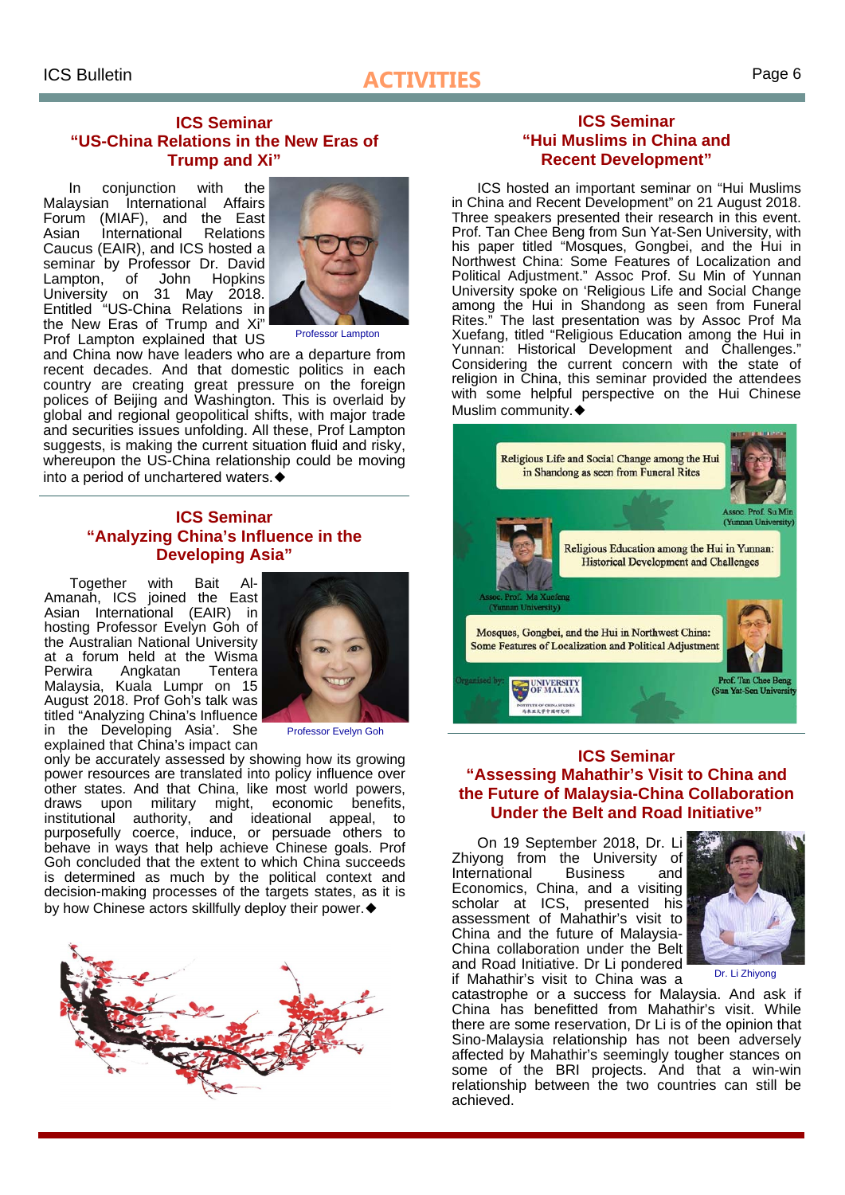## ACTIVITIES

### ICS Seminar "US-China Relations in the New Eras of Trump and Xi"

In conjunction with the Malaysian International Affairs Forum (MIAF), and the East Asian International Relations Caucus (EAIR), and ICS hosted a seminar by Professor Dr. David Lampton, of John Hopkins University on 31 May 2018. Entitled "US-China Relations in the New Eras of Trump and Xi" Prof Lampton explained that US and China now have leaders who are a departure from recent decades. And that domestic politics in each country are creating great pressure on the foreign polices of Beijing and Washington. This is overlaid by global and regional geopolitical shifts, with major trade and securities issues unfolding. All these, Prof Lampton suggests, is making the current situation fluid and risky, whereupon the US-China relationship could be moving into a period of unchartered waters.◆

Professor Lampton

### ICS Seminar "Analyzing China's Influence in the Developing Asia"

Together with Bait Al-Amanah, ICS joined the East Asian International (EAIR) in hosting Professor Evelyn Goh of the Australian National University at a forum held at the Wisma Perwira Angkatan Tentera Malaysia, Kuala Lumpr on 15 August 2018. Prof Goh's talk was titled "Analyzing China's Influence in the Developing Asia'. She explained that China's impact can only be accurately assessed by showing how its growing power resources are translated into policy influence over other states. And that China, like most world powers, draws upon military might, economic benefits, institutional authority, and ideational appeal, to purposefully coerce, induce, or persuade others to behave in ways that help achieve Chinese goals. Prof Goh concluded that the extent to which China succeeds is determined as much by the political context and decision-making processes of the targets states, as it is by how Chinese actors skillfully deploy their power.◆

Professor Evelyn Goh

### ICS Seminar "Hui Muslims in China and Recent Development"

ICS hosted an important seminar on "Hui Muslims in China and Recent Development" on 21 August 2018. Three speakers presented their research in this event. Prof. Tan Chee Beng from Sun Yat-Sen University, with his paper titled "Mosques, Gongbei, and the Hui in Northwest China: Some Features of Localization and Political Adjustment." Assoc Prof. Su Min of Yunnan University spoke on 'Religious Life and Social Change among the Hui in Shandong as seen from Funeral Rites." The last presentation was by Assoc Prof Ma Xuefang, titled "Religious Education among the Hui in Yunnan: Historical Development and Challenges." Considering the current concern with the state of religion in China, this seminar provided the attendees with some helpful perspective on the Hui Chinese Muslim community.◆

### ICS Seminar "Assessing Mahathir's Visit to China and the Future of Malaysia-China Collaboration Under the Belt and Road Initiative"

On 19 September 2018, Dr. Li Zhiyong from the University of International Business and Economics, China, and a visiting scholar at ICS, presented his assessment of Mahathir's visit to China and the future of Malaysia-China collaboration under the Belt and Road Initiative. Dr Li pondered if Mahathir's visit to China was a catastrophe or a success for Malaysia. And ask if China has benefitted from Mahathir's visit. While there are some reservation, Dr Li is of the opinion that Sino-Malaysia relationship has not been adversely affected by Mahathir's seemingly tougher stances on some of the BRI projects. And that a win-win relationship between the two countries can still be achieved.

Dr. Li Zhiyong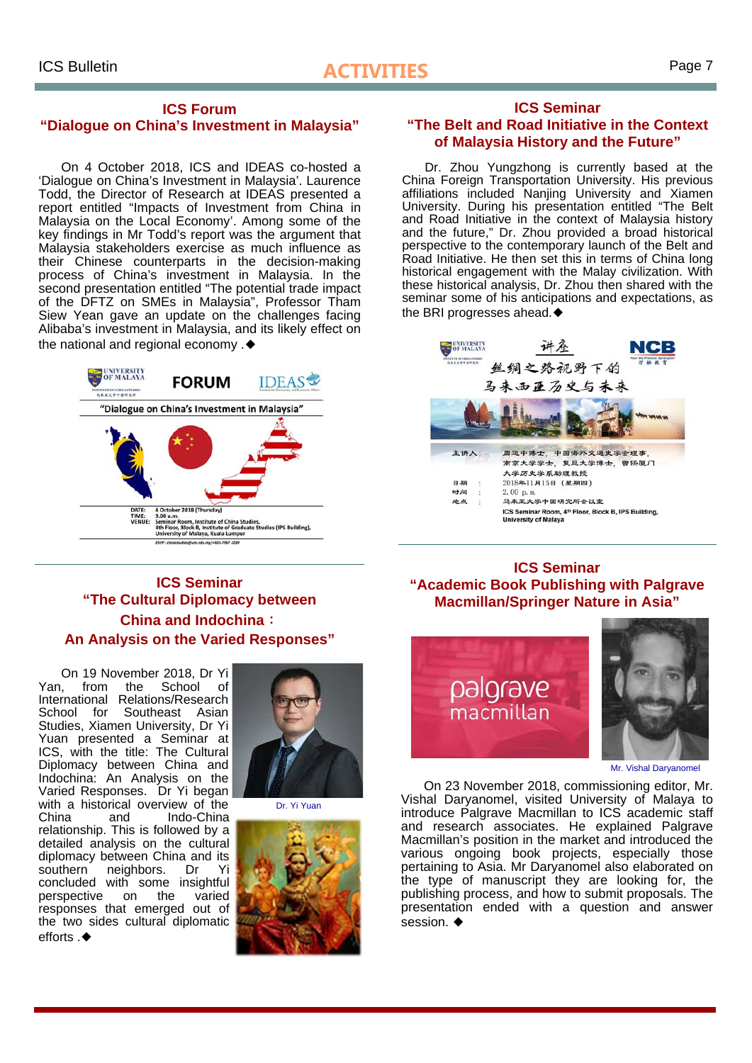## ACTIVITIES

### ICS Forum
### "Dialogue on China's Investment in Malaysia"

On 4 October 2018, ICS and IDEAS co-hosted a 'Dialogue on China's Investment in Malaysia'. Laurence Todd, the Director of Research at IDEAS presented a report entitled "Impacts of Investment from China in Malaysia on the Local Economy'. Among some of the key findings in Mr Todd's report was the argument that Malaysia stakeholders exercise as much influence as their Chinese counterparts in the decision-making process of China's investment in Malaysia. In the second presentation entitled "The potential trade impact of the DFTZ on SMEs in Malaysia", Professor Tham Siew Yean gave an update on the challenges facing Alibaba's investment in Malaysia, and its likely effect on the national and regional economy .◆

### ICS Seminar
### "The Belt and Road Initiative in the Context of Malaysia History and the Future"

Dr. Zhou Yungzhong is currently based at the China Foreign Transportation University. His previous affiliations included Nanjing University and Xiamen University. During his presentation entitled "The Belt and Road Initiative in the context of Malaysia history and the future," Dr. Zhou provided a broad historical perspective to the contemporary launch of the Belt and Road Initiative. He then set this in terms of China long historical engagement with the Malay civilization. With these historical analysis, Dr. Zhou then shared with the seminar some of his anticipations and expectations, as the BRI progresses ahead.◆

### ICS Seminar
### "The Cultural Diplomacy between China and Indochina：An Analysis on the Varied Responses"

On 19 November 2018, Dr Yi Yan, from the School of International Relations/Research School for Southeast Asian Studies, Xiamen University, Dr Yi Yuan presented a Seminar at ICS, with the title: The Cultural Diplomacy between China and Indochina: An Analysis on the Varied Responses. Dr Yi began with a historical overview of the China and Indo-China relationship. This is followed by a detailed analysis on the cultural diplomacy between China and its southern neighbors. Dr Yi concluded with some insightful perspective on the varied responses that emerged out of the two sides cultural diplomatic efforts .◆

Dr. Yi Yuan

### ICS Seminar
### "Academic Book Publishing with Palgrave Macmillan/Springer Nature in Asia"

Mr. Vishal Daryanomel

On 23 November 2018, commissioning editor, Mr. Vishal Daryanomel, visited University of Malaya to introduce Palgrave Macmillan to ICS academic staff and research associates. He explained Palgrave Macmillan's position in the market and introduced the various ongoing book projects, especially those pertaining to Asia. Mr Daryanomel also elaborated on the type of manuscript they are looking for, the publishing process, and how to submit proposals. The presentation ended with a question and answer session. ◆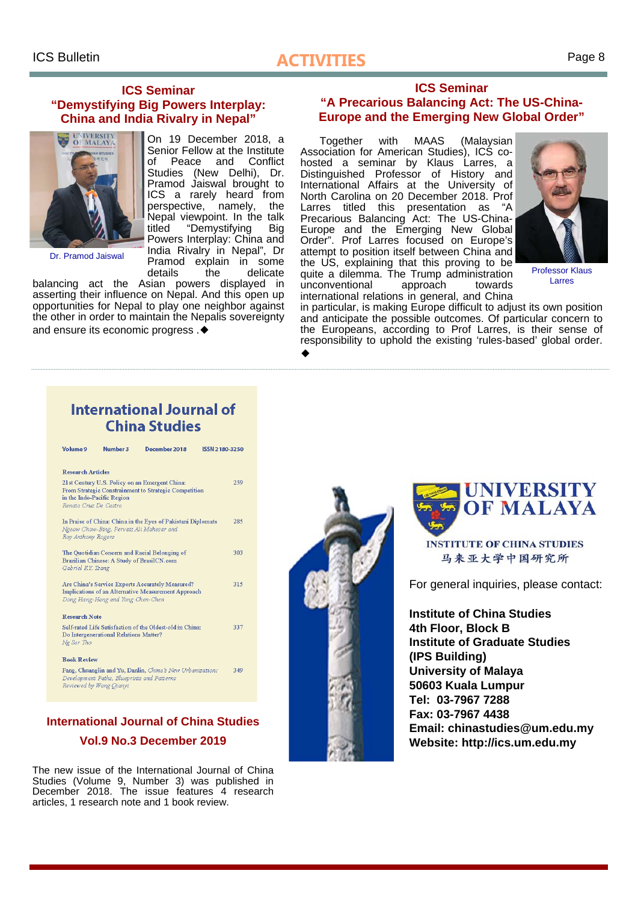# ACTIVITIES

## ICS Seminar
## "Demystifying Big Powers Interplay: China and India Rivalry in Nepal"

Dr. Pramod Jaiswal

On 19 December 2018, a Senior Fellow at the Institute of Peace and Conflict Studies (New Delhi), Dr. Pramod Jaiswal brought to ICS a rarely heard from perspective, namely, the Nepal viewpoint. In the talk titled "Demystifying Big Powers Interplay: China and India Rivalry in Nepal", Dr Pramod explain in some details the delicate balancing act the Asian powers displayed in asserting their influence on Nepal. And this open up opportunities for Nepal to play one neighbor against the other in order to maintain the Nepalis sovereignty and ensure its economic progress .◆

## ICS Seminar
## "A Precarious Balancing Act: The US-China-Europe and the Emerging New Global Order"

Together with MAAS (Malaysian Association for American Studies), ICS co-hosted a seminar by Klaus Larres, a Distinguished Professor of History and International Affairs at the University of North Carolina on 20 December 2018. Prof Larres titled this presentation as "A Precarious Balancing Act: The US-China-Europe and the Emerging New Global Order". Prof Larres focused on Europe's attempt to position itself between China and the US, explaining that this proving to be quite a dilemma. The Trump administration unconventional approach towards international relations in general, and China in particular, is making Europe difficult to adjust its own position and anticipate the possible outcomes. Of particular concern to the Europeans, according to Prof Larres, is their sense of responsibility to uphold the existing 'rules-based' global order. ◆

Professor Klaus Larres

---

**International Journal of China Studies**

Volume 9 | Number 3 | December 2018 | ISSN 2180-3250

**Research Articles**

21st Century U.S. Policy on an Emergent China: From Strategic Constrainment to Strategic Competition in the Indo-Pacific Region — 259
*Renato Cruz De Castro*

In Praise of China: China in the Eyes of Pakistani Diplomats — 285
*Ngeow Chow-Bing, Pervaiz Ali Mahesar and Roy Anthony Rogers*

The Quotidian Concern and Racial Belonging of Brazilian Chinese: A Study of BrasilCN.com — 303
*Gabriel F.Y. Tsang*

Are China's Service Exports Accurately Measured? Implications of an Alternative Measurement Approach — 315
*Dong Hang-Hong and Yong Chen-Chen*

**Research Note**

Self-rated Life Satisfaction of the Oldest-old in China: Do Intergenerational Relations Matter? — 337
*Ng Sor Tho*

**Book Review**

Fang, Chuanglin and Yu, Danlin, *China's New Urbanization: Development Paths, Blueprints and Patterns* — 349
*Reviewed by Wang Qianyi*

## International Journal of China Studies
## Vol.9 No.3 December 2019

The new issue of the International Journal of China Studies (Volume 9, Number 3) was published in December 2018. The issue features 4 research articles, 1 research note and 1 book review.

---

UNIVERSITY OF MALAYA

INSTITUTE OF CHINA STUDIES

马来亚大学中国研究所

For general inquiries, please contact:

**Institute of China Studies**
**4th Floor, Block B**
**Institute of Graduate Studies**
**(IPS Building)**
**University of Malaya**
**50603 Kuala Lumpur**
**Tel: 03-7967 7288**
**Fax: 03-7967 4438**
**Email: chinastudies@um.edu.my**
**Website: http://ics.um.edu.my**